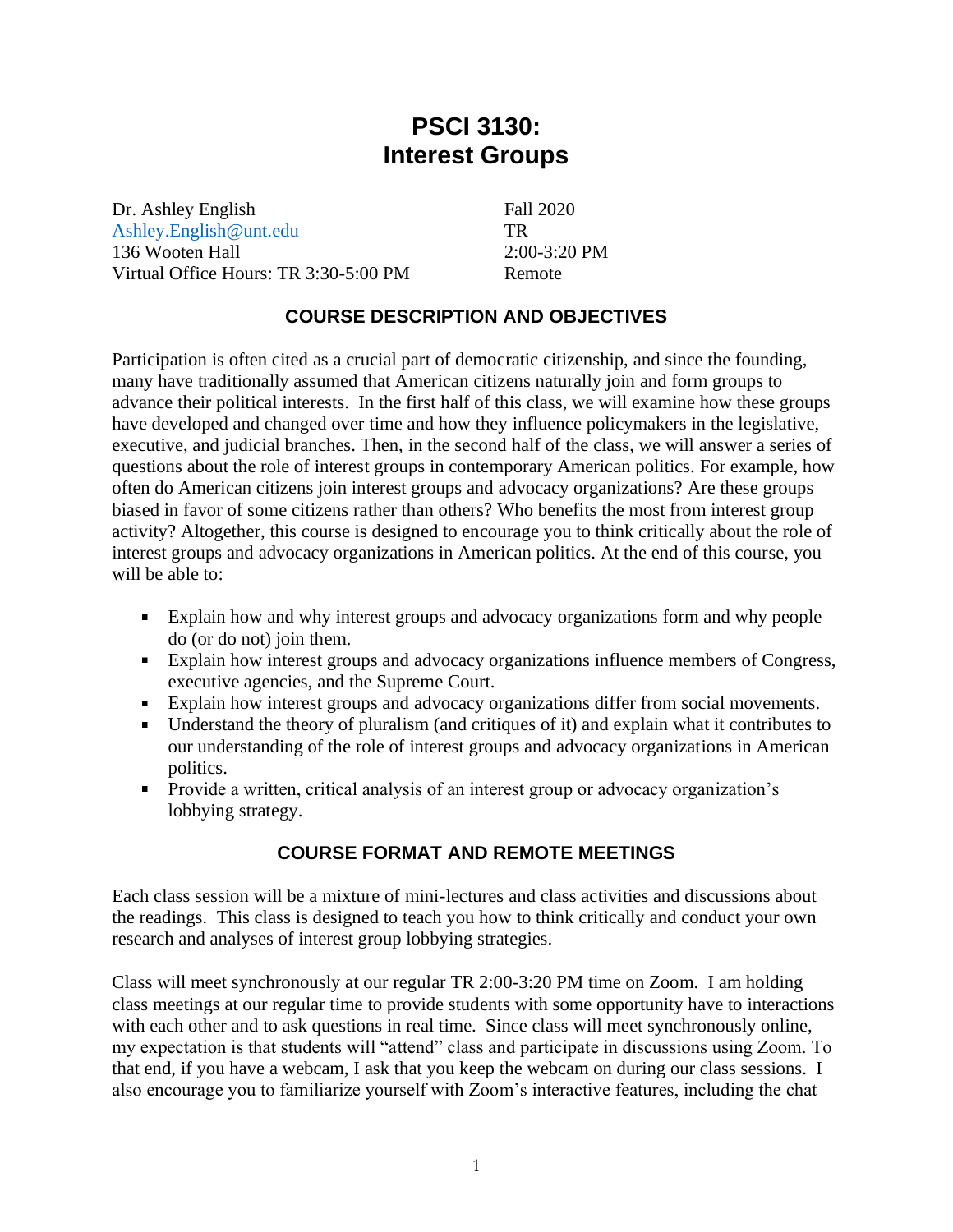# PSCI 3130: Interest Groups

Dr. Ashley English
Ashley.English@unt.edu
136 Wooten Hall
Virtual Office Hours: TR 3:30-5:00 PM

Fall 2020
TR
2:00-3:20 PM
Remote

## COURSE DESCRIPTION AND OBJECTIVES

Participation is often cited as a crucial part of democratic citizenship, and since the founding, many have traditionally assumed that American citizens naturally join and form groups to advance their political interests. In the first half of this class, we will examine how these groups have developed and changed over time and how they influence policymakers in the legislative, executive, and judicial branches. Then, in the second half of the class, we will answer a series of questions about the role of interest groups in contemporary American politics. For example, how often do American citizens join interest groups and advocacy organizations? Are these groups biased in favor of some citizens rather than others? Who benefits the most from interest group activity? Altogether, this course is designed to encourage you to think critically about the role of interest groups and advocacy organizations in American politics. At the end of this course, you will be able to:

- Explain how and why interest groups and advocacy organizations form and why people do (or do not) join them.
- Explain how interest groups and advocacy organizations influence members of Congress, executive agencies, and the Supreme Court.
- Explain how interest groups and advocacy organizations differ from social movements.
- Understand the theory of pluralism (and critiques of it) and explain what it contributes to our understanding of the role of interest groups and advocacy organizations in American politics.
- Provide a written, critical analysis of an interest group or advocacy organization's lobbying strategy.

## COURSE FORMAT AND REMOTE MEETINGS

Each class session will be a mixture of mini-lectures and class activities and discussions about the readings. This class is designed to teach you how to think critically and conduct your own research and analyses of interest group lobbying strategies.

Class will meet synchronously at our regular TR 2:00-3:20 PM time on Zoom. I am holding class meetings at our regular time to provide students with some opportunity have to interactions with each other and to ask questions in real time. Since class will meet synchronously online, my expectation is that students will "attend" class and participate in discussions using Zoom. To that end, if you have a webcam, I ask that you keep the webcam on during our class sessions. I also encourage you to familiarize yourself with Zoom's interactive features, including the chat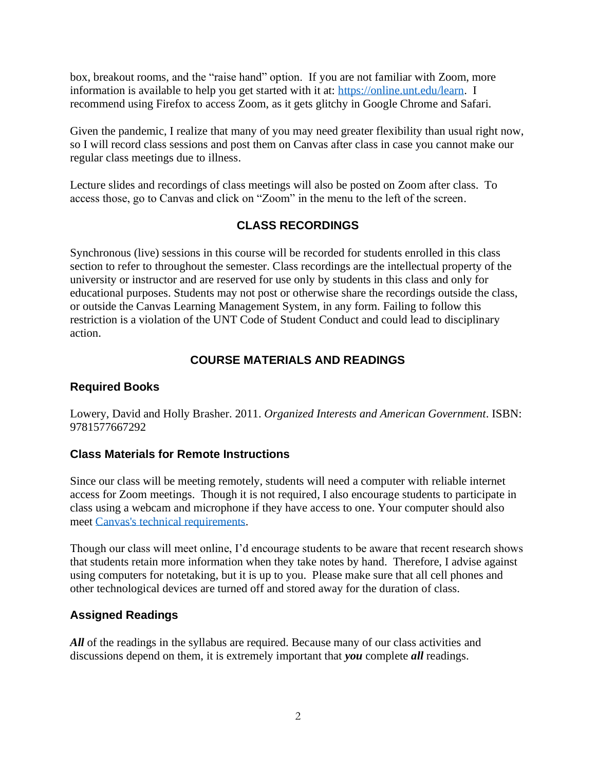box, breakout rooms, and the "raise hand" option. If you are not familiar with Zoom, more information is available to help you get started with it at: [https://online.unt.edu/learn](https://online.unt.edu/learn). I recommend using Firefox to access Zoom, as it gets glitchy in Google Chrome and Safari.

Given the pandemic, I realize that many of you may need greater flexibility than usual right now, so I will record class sessions and post them on Canvas after class in case you cannot make our regular class meetings due to illness.

Lecture slides and recordings of class meetings will also be posted on Zoom after class. To access those, go to Canvas and click on "Zoom" in the menu to the left of the screen.

## CLASS RECORDINGS

Synchronous (live) sessions in this course will be recorded for students enrolled in this class section to refer to throughout the semester. Class recordings are the intellectual property of the university or instructor and are reserved for use only by students in this class and only for educational purposes. Students may not post or otherwise share the recordings outside the class, or outside the Canvas Learning Management System, in any form. Failing to follow this restriction is a violation of the UNT Code of Student Conduct and could lead to disciplinary action.

## COURSE MATERIALS AND READINGS

### Required Books

Lowery, David and Holly Brasher. 2011. *Organized Interests and American Government*. ISBN: 9781577667292

### Class Materials for Remote Instructions

Since our class will be meeting remotely, students will need a computer with reliable internet access for Zoom meetings. Though it is not required, I also encourage students to participate in class using a webcam and microphone if they have access to one. Your computer should also meet [Canvas's technical requirements](#).

Though our class will meet online, I'd encourage students to be aware that recent research shows that students retain more information when they take notes by hand. Therefore, I advise against using computers for notetaking, but it is up to you. Please make sure that all cell phones and other technological devices are turned off and stored away for the duration of class.

### Assigned Readings

***All*** of the readings in the syllabus are required. Because many of our class activities and discussions depend on them, it is extremely important that ***you*** complete ***all*** readings.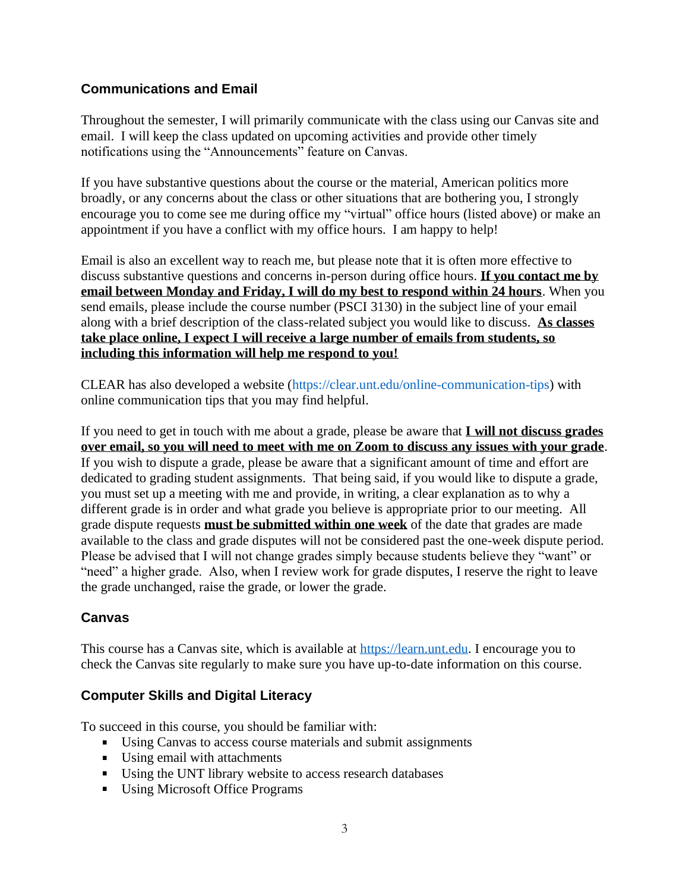## Communications and Email

Throughout the semester, I will primarily communicate with the class using our Canvas site and email. I will keep the class updated on upcoming activities and provide other timely notifications using the "Announcements" feature on Canvas.

If you have substantive questions about the course or the material, American politics more broadly, or any concerns about the class or other situations that are bothering you, I strongly encourage you to come see me during office my "virtual" office hours (listed above) or make an appointment if you have a conflict with my office hours. I am happy to help!

Email is also an excellent way to reach me, but please note that it is often more effective to discuss substantive questions and concerns in-person during office hours. **If you contact me by email between Monday and Friday, I will do my best to respond within 24 hours**. When you send emails, please include the course number (PSCI 3130) in the subject line of your email along with a brief description of the class-related subject you would like to discuss. **As classes take place online, I expect I will receive a large number of emails from students, so including this information will help me respond to you!**

CLEAR has also developed a website (https://clear.unt.edu/online-communication-tips) with online communication tips that you may find helpful.

If you need to get in touch with me about a grade, please be aware that **I will not discuss grades over email, so you will need to meet with me on Zoom to discuss any issues with your grade**. If you wish to dispute a grade, please be aware that a significant amount of time and effort are dedicated to grading student assignments. That being said, if you would like to dispute a grade, you must set up a meeting with me and provide, in writing, a clear explanation as to why a different grade is in order and what grade you believe is appropriate prior to our meeting. All grade dispute requests **must be submitted within one week** of the date that grades are made available to the class and grade disputes will not be considered past the one-week dispute period. Please be advised that I will not change grades simply because students believe they "want" or "need" a higher grade. Also, when I review work for grade disputes, I reserve the right to leave the grade unchanged, raise the grade, or lower the grade.

## Canvas

This course has a Canvas site, which is available at https://learn.unt.edu. I encourage you to check the Canvas site regularly to make sure you have up-to-date information on this course.

## Computer Skills and Digital Literacy

To succeed in this course, you should be familiar with:

- Using Canvas to access course materials and submit assignments
- Using email with attachments
- Using the UNT library website to access research databases
- Using Microsoft Office Programs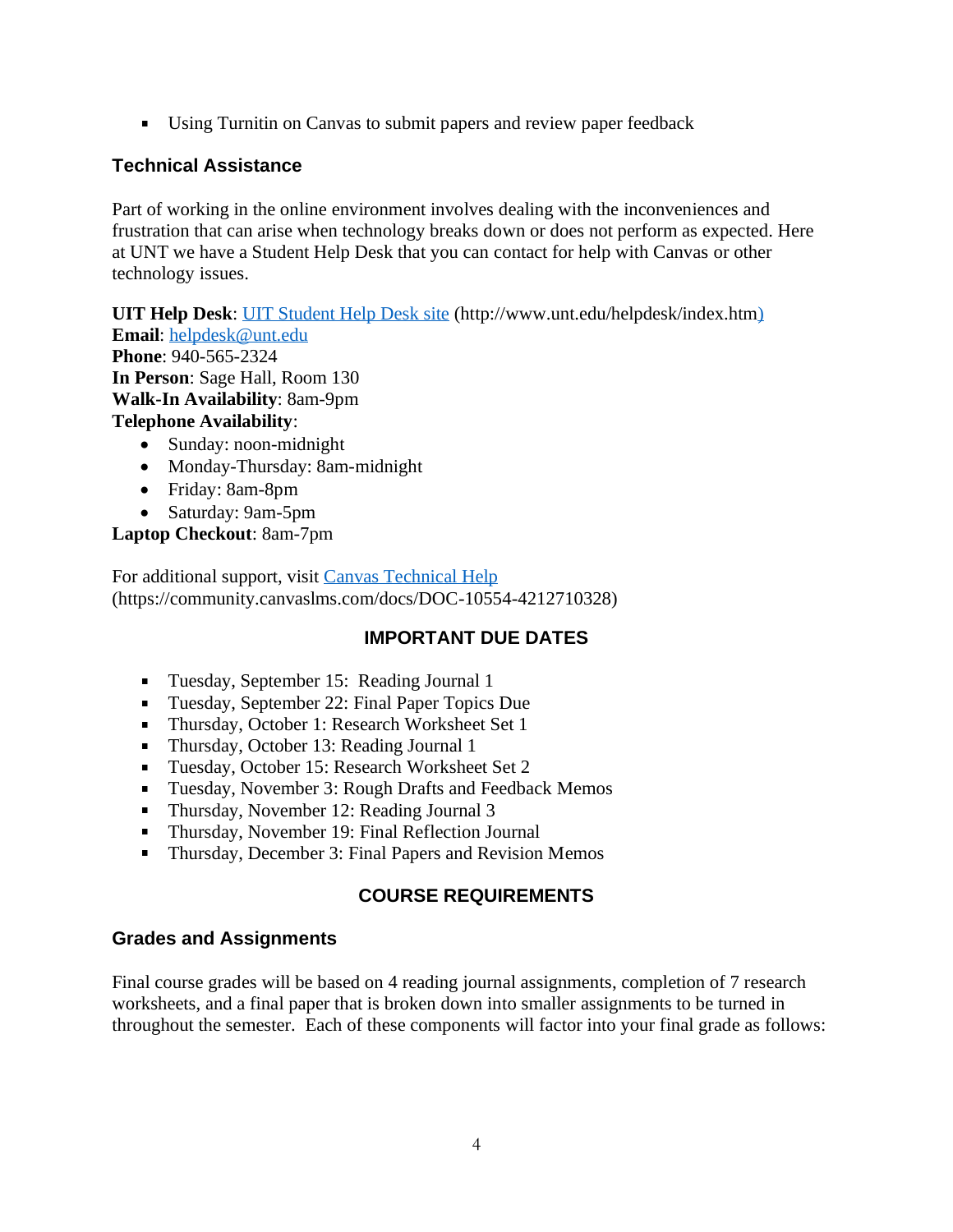- Using Turnitin on Canvas to submit papers and review paper feedback

### Technical Assistance

Part of working in the online environment involves dealing with the inconveniences and frustration that can arise when technology breaks down or does not perform as expected. Here at UNT we have a Student Help Desk that you can contact for help with Canvas or other technology issues.

**UIT Help Desk**: UIT Student Help Desk site (http://www.unt.edu/helpdesk/index.htm)
**Email**: helpdesk@unt.edu
**Phone**: 940-565-2324
**In Person**: Sage Hall, Room 130
**Walk-In Availability**: 8am-9pm
**Telephone Availability**:

- Sunday: noon-midnight
- Monday-Thursday: 8am-midnight
- Friday: 8am-8pm
- Saturday: 9am-5pm

**Laptop Checkout**: 8am-7pm

For additional support, visit Canvas Technical Help (https://community.canvaslms.com/docs/DOC-10554-4212710328)

## IMPORTANT DUE DATES

- Tuesday, September 15: Reading Journal 1
- Tuesday, September 22: Final Paper Topics Due
- Thursday, October 1: Research Worksheet Set 1
- Thursday, October 13: Reading Journal 1
- Tuesday, October 15: Research Worksheet Set 2
- Tuesday, November 3: Rough Drafts and Feedback Memos
- Thursday, November 12: Reading Journal 3
- Thursday, November 19: Final Reflection Journal
- Thursday, December 3: Final Papers and Revision Memos

## COURSE REQUIREMENTS

### Grades and Assignments

Final course grades will be based on 4 reading journal assignments, completion of 7 research worksheets, and a final paper that is broken down into smaller assignments to be turned in throughout the semester. Each of these components will factor into your final grade as follows: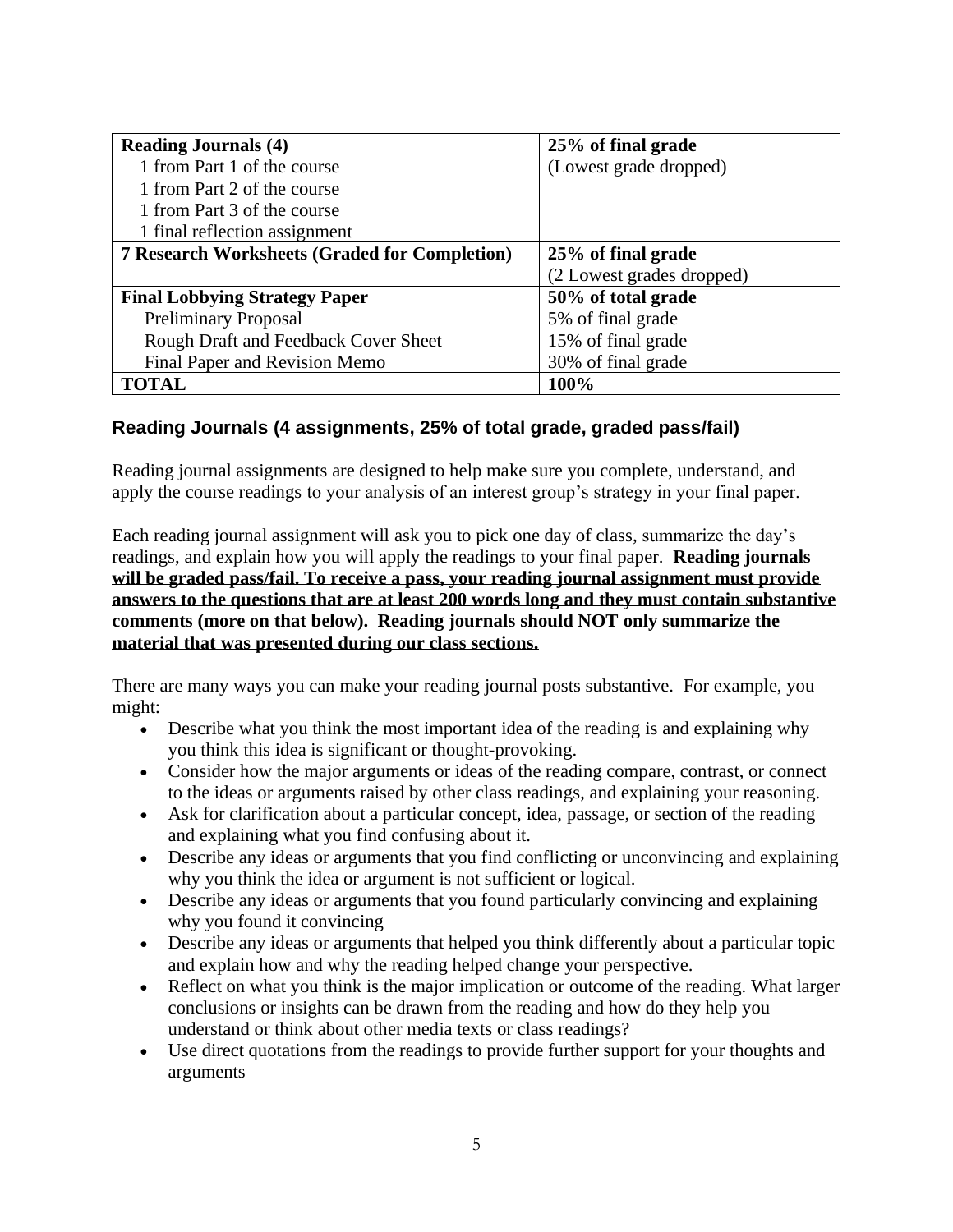| **Reading Journals (4)** | **25% of final grade** |
|---|---|
| 1 from Part 1 of the course<br>1 from Part 2 of the course<br>1 from Part 3 of the course<br>1 final reflection assignment | (Lowest grade dropped) |
| **7 Research Worksheets (Graded for Completion)** | **25% of final grade**<br>(2 Lowest grades dropped) |
| **Final Lobbying Strategy Paper** | **50% of total grade** |
| Preliminary Proposal | 5% of final grade |
| Rough Draft and Feedback Cover Sheet | 15% of final grade |
| Final Paper and Revision Memo | 30% of final grade |
| **TOTAL** | **100%** |

### Reading Journals (4 assignments, 25% of total grade, graded pass/fail)

Reading journal assignments are designed to help make sure you complete, understand, and apply the course readings to your analysis of an interest group's strategy in your final paper.

Each reading journal assignment will ask you to pick one day of class, summarize the day's readings, and explain how you will apply the readings to your final paper. **Reading journals will be graded pass/fail. To receive a pass, your reading journal assignment must provide answers to the questions that are at least 200 words long and they must contain substantive comments (more on that below). Reading journals should NOT only summarize the material that was presented during our class sections.**

There are many ways you can make your reading journal posts substantive. For example, you might:

- Describe what you think the most important idea of the reading is and explaining why you think this idea is significant or thought-provoking.
- Consider how the major arguments or ideas of the reading compare, contrast, or connect to the ideas or arguments raised by other class readings, and explaining your reasoning.
- Ask for clarification about a particular concept, idea, passage, or section of the reading and explaining what you find confusing about it.
- Describe any ideas or arguments that you find conflicting or unconvincing and explaining why you think the idea or argument is not sufficient or logical.
- Describe any ideas or arguments that you found particularly convincing and explaining why you found it convincing
- Describe any ideas or arguments that helped you think differently about a particular topic and explain how and why the reading helped change your perspective.
- Reflect on what you think is the major implication or outcome of the reading. What larger conclusions or insights can be drawn from the reading and how do they help you understand or think about other media texts or class readings?
- Use direct quotations from the readings to provide further support for your thoughts and arguments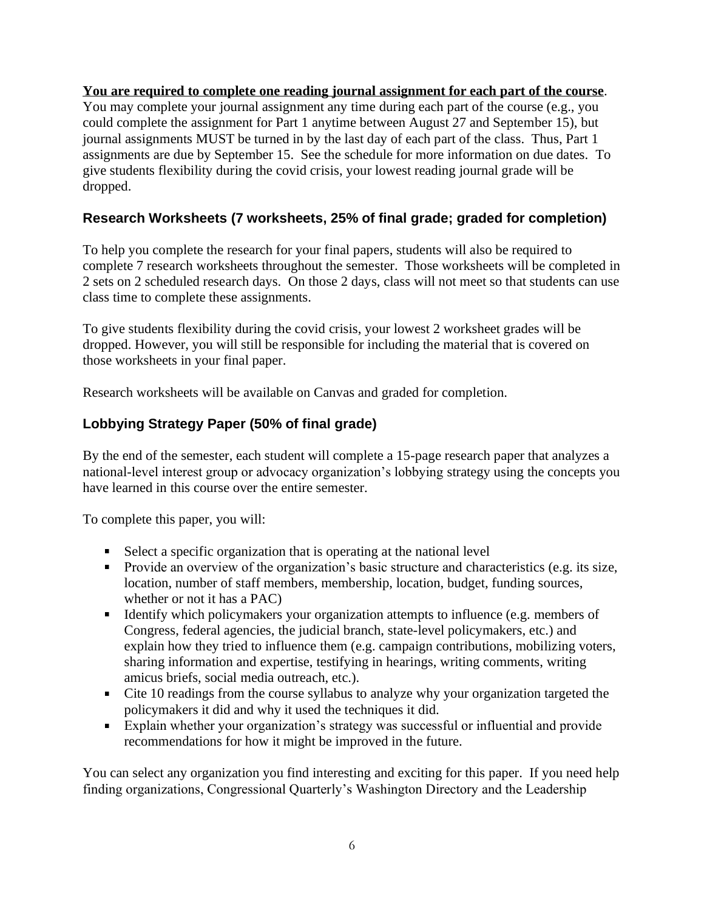**<u>You are required to complete one reading journal assignment for each part of the course</u>**. You may complete your journal assignment any time during each part of the course (e.g., you could complete the assignment for Part 1 anytime between August 27 and September 15), but journal assignments MUST be turned in by the last day of each part of the class. Thus, Part 1 assignments are due by September 15. See the schedule for more information on due dates. To give students flexibility during the covid crisis, your lowest reading journal grade will be dropped.

### Research Worksheets (7 worksheets, 25% of final grade; graded for completion)

To help you complete the research for your final papers, students will also be required to complete 7 research worksheets throughout the semester. Those worksheets will be completed in 2 sets on 2 scheduled research days. On those 2 days, class will not meet so that students can use class time to complete these assignments.

To give students flexibility during the covid crisis, your lowest 2 worksheet grades will be dropped. However, you will still be responsible for including the material that is covered on those worksheets in your final paper.

Research worksheets will be available on Canvas and graded for completion.

### Lobbying Strategy Paper (50% of final grade)

By the end of the semester, each student will complete a 15-page research paper that analyzes a national-level interest group or advocacy organization's lobbying strategy using the concepts you have learned in this course over the entire semester.

To complete this paper, you will:

- Select a specific organization that is operating at the national level
- Provide an overview of the organization's basic structure and characteristics (e.g. its size, location, number of staff members, membership, location, budget, funding sources, whether or not it has a PAC)
- Identify which policymakers your organization attempts to influence (e.g. members of Congress, federal agencies, the judicial branch, state-level policymakers, etc.) and explain how they tried to influence them (e.g. campaign contributions, mobilizing voters, sharing information and expertise, testifying in hearings, writing comments, writing amicus briefs, social media outreach, etc.).
- Cite 10 readings from the course syllabus to analyze why your organization targeted the policymakers it did and why it used the techniques it did.
- Explain whether your organization's strategy was successful or influential and provide recommendations for how it might be improved in the future.

You can select any organization you find interesting and exciting for this paper. If you need help finding organizations, Congressional Quarterly's Washington Directory and the Leadership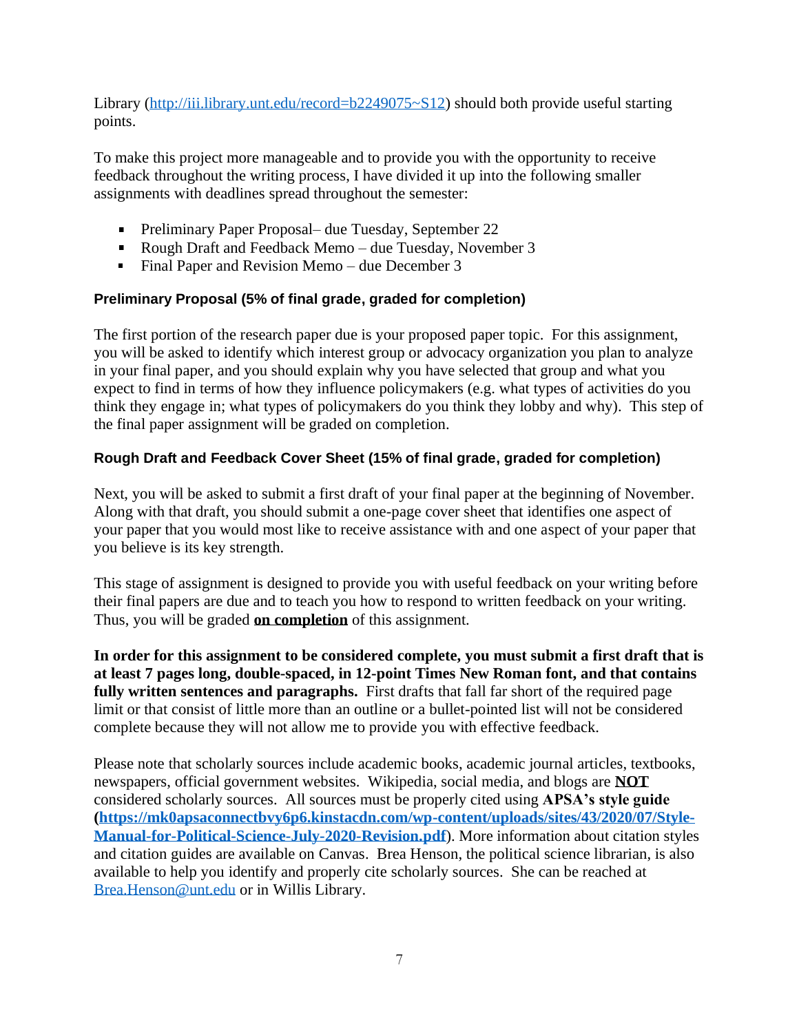Library (http://iii.library.unt.edu/record=b2249075~S12) should both provide useful starting points.

To make this project more manageable and to provide you with the opportunity to receive feedback throughout the writing process, I have divided it up into the following smaller assignments with deadlines spread throughout the semester:

- Preliminary Paper Proposal– due Tuesday, September 22
- Rough Draft and Feedback Memo – due Tuesday, November 3
- Final Paper and Revision Memo – due December 3

**Preliminary Proposal (5% of final grade, graded for completion)**

The first portion of the research paper due is your proposed paper topic. For this assignment, you will be asked to identify which interest group or advocacy organization you plan to analyze in your final paper, and you should explain why you have selected that group and what you expect to find in terms of how they influence policymakers (e.g. what types of activities do you think they engage in; what types of policymakers do you think they lobby and why). This step of the final paper assignment will be graded on completion.

**Rough Draft and Feedback Cover Sheet (15% of final grade, graded for completion)**

Next, you will be asked to submit a first draft of your final paper at the beginning of November. Along with that draft, you should submit a one-page cover sheet that identifies one aspect of your paper that you would most like to receive assistance with and one aspect of your paper that you believe is its key strength.

This stage of assignment is designed to provide you with useful feedback on your writing before their final papers are due and to teach you how to respond to written feedback on your writing. Thus, you will be graded **on completion** of this assignment.

**In order for this assignment to be considered complete, you must submit a first draft that is at least 7 pages long, double-spaced, in 12-point Times New Roman font, and that contains fully written sentences and paragraphs.** First drafts that fall far short of the required page limit or that consist of little more than an outline or a bullet-pointed list will not be considered complete because they will not allow me to provide you with effective feedback.

Please note that scholarly sources include academic books, academic journal articles, textbooks, newspapers, official government websites. Wikipedia, social media, and blogs are **NOT** considered scholarly sources. All sources must be properly cited using **APSA's style guide (https://mk0apsaconnectbvy6p6.kinstacdn.com/wp-content/uploads/sites/43/2020/07/Style-Manual-for-Political-Science-July-2020-Revision.pdf)**. More information about citation styles and citation guides are available on Canvas. Brea Henson, the political science librarian, is also available to help you identify and properly cite scholarly sources. She can be reached at Brea.Henson@unt.edu or in Willis Library.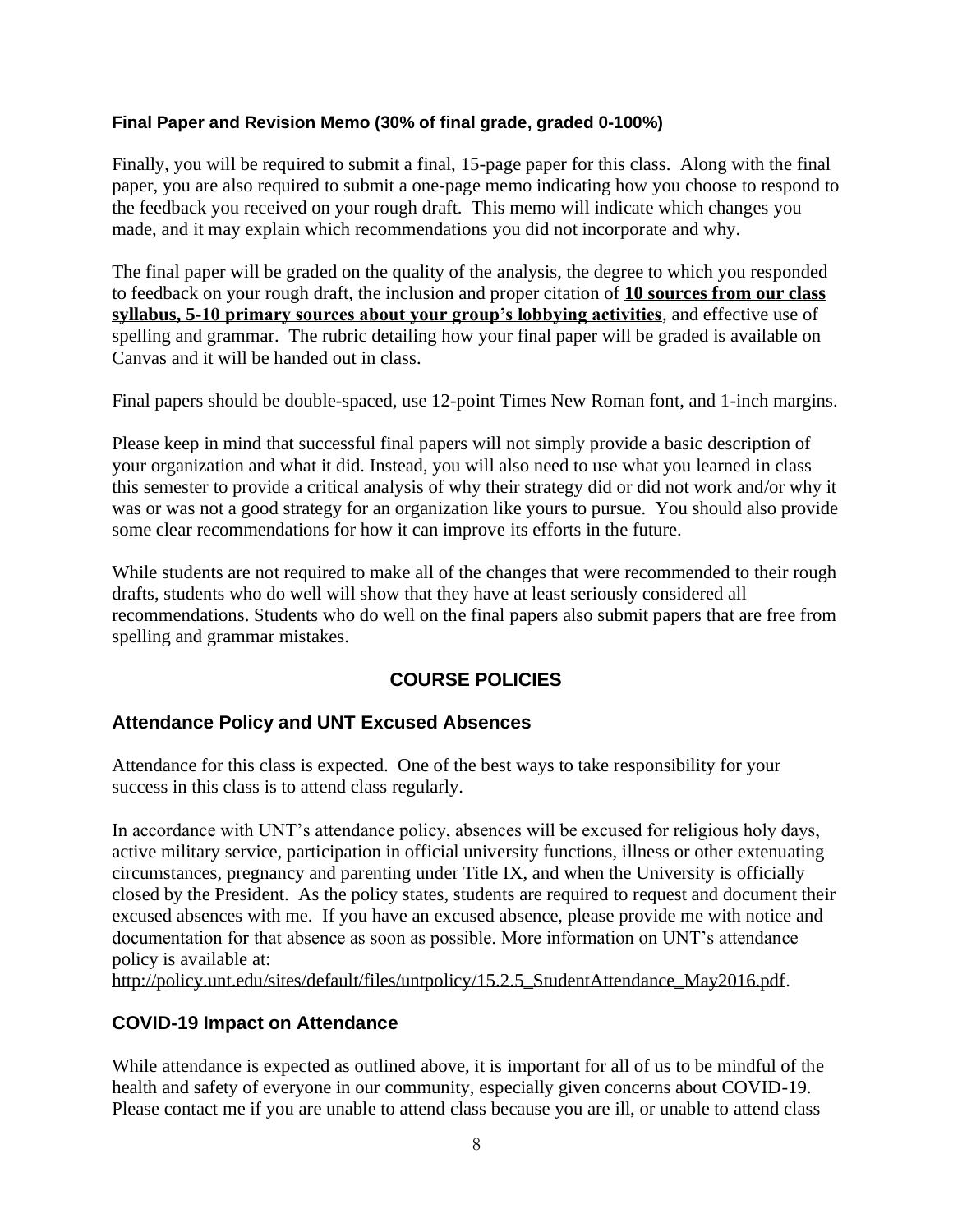### Final Paper and Revision Memo (30% of final grade, graded 0-100%)

Finally, you will be required to submit a final, 15-page paper for this class. Along with the final paper, you are also required to submit a one-page memo indicating how you choose to respond to the feedback you received on your rough draft. This memo will indicate which changes you made, and it may explain which recommendations you did not incorporate and why.

The final paper will be graded on the quality of the analysis, the degree to which you responded to feedback on your rough draft, the inclusion and proper citation of **10 sources from our class syllabus, 5-10 primary sources about your group's lobbying activities**, and effective use of spelling and grammar. The rubric detailing how your final paper will be graded is available on Canvas and it will be handed out in class.

Final papers should be double-spaced, use 12-point Times New Roman font, and 1-inch margins.

Please keep in mind that successful final papers will not simply provide a basic description of your organization and what it did. Instead, you will also need to use what you learned in class this semester to provide a critical analysis of why their strategy did or did not work and/or why it was or was not a good strategy for an organization like yours to pursue. You should also provide some clear recommendations for how it can improve its efforts in the future.

While students are not required to make all of the changes that were recommended to their rough drafts, students who do well will show that they have at least seriously considered all recommendations. Students who do well on the final papers also submit papers that are free from spelling and grammar mistakes.

## COURSE POLICIES

### Attendance Policy and UNT Excused Absences

Attendance for this class is expected. One of the best ways to take responsibility for your success in this class is to attend class regularly.

In accordance with UNT's attendance policy, absences will be excused for religious holy days, active military service, participation in official university functions, illness or other extenuating circumstances, pregnancy and parenting under Title IX, and when the University is officially closed by the President. As the policy states, students are required to request and document their excused absences with me. If you have an excused absence, please provide me with notice and documentation for that absence as soon as possible. More information on UNT's attendance policy is available at:
http://policy.unt.edu/sites/default/files/untpolicy/15.2.5_StudentAttendance_May2016.pdf.

### COVID-19 Impact on Attendance

While attendance is expected as outlined above, it is important for all of us to be mindful of the health and safety of everyone in our community, especially given concerns about COVID-19. Please contact me if you are unable to attend class because you are ill, or unable to attend class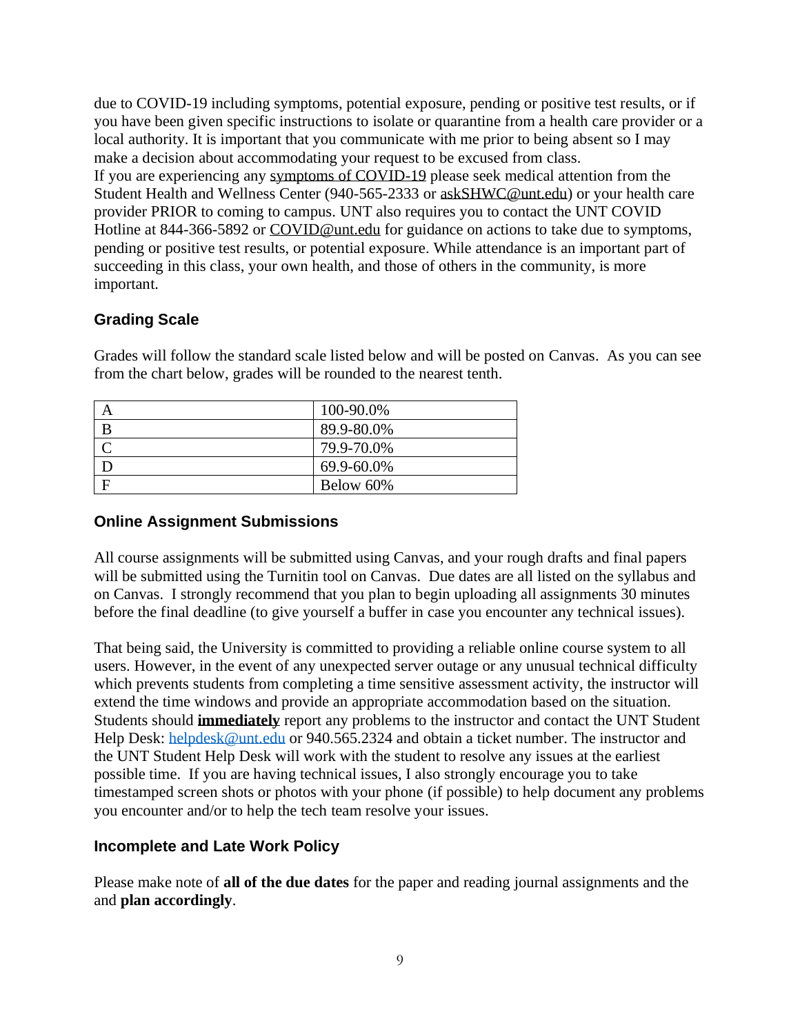due to COVID-19 including symptoms, potential exposure, pending or positive test results, or if you have been given specific instructions to isolate or quarantine from a health care provider or a local authority. It is important that you communicate with me prior to being absent so I may make a decision about accommodating your request to be excused from class.
If you are experiencing any symptoms of COVID-19 please seek medical attention from the Student Health and Wellness Center (940-565-2333 or askSHWC@unt.edu) or your health care provider PRIOR to coming to campus. UNT also requires you to contact the UNT COVID Hotline at 844-366-5892 or COVID@unt.edu for guidance on actions to take due to symptoms, pending or positive test results, or potential exposure. While attendance is an important part of succeeding in this class, your own health, and those of others in the community, is more important.

### Grading Scale

Grades will follow the standard scale listed below and will be posted on Canvas. As you can see from the chart below, grades will be rounded to the nearest tenth.

| | |
|---|---|
| A | 100-90.0% |
| B | 89.9-80.0% |
| C | 79.9-70.0% |
| D | 69.9-60.0% |
| F | Below 60% |

### Online Assignment Submissions

All course assignments will be submitted using Canvas, and your rough drafts and final papers will be submitted using the Turnitin tool on Canvas. Due dates are all listed on the syllabus and on Canvas. I strongly recommend that you plan to begin uploading all assignments 30 minutes before the final deadline (to give yourself a buffer in case you encounter any technical issues).

That being said, the University is committed to providing a reliable online course system to all users. However, in the event of any unexpected server outage or any unusual technical difficulty which prevents students from completing a time sensitive assessment activity, the instructor will extend the time windows and provide an appropriate accommodation based on the situation. Students should **immediately** report any problems to the instructor and contact the UNT Student Help Desk: helpdesk@unt.edu or 940.565.2324 and obtain a ticket number. The instructor and the UNT Student Help Desk will work with the student to resolve any issues at the earliest possible time. If you are having technical issues, I also strongly encourage you to take timestamped screen shots or photos with your phone (if possible) to help document any problems you encounter and/or to help the tech team resolve your issues.

### Incomplete and Late Work Policy

Please make note of **all of the due dates** for the paper and reading journal assignments and the and **plan accordingly**.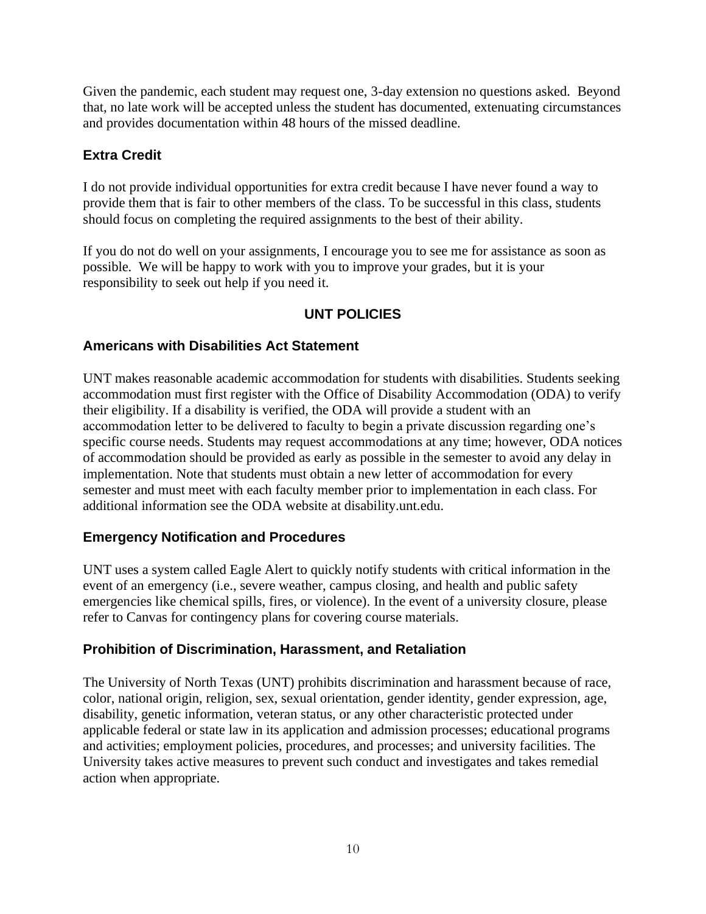Given the pandemic, each student may request one, 3-day extension no questions asked. Beyond that, no late work will be accepted unless the student has documented, extenuating circumstances and provides documentation within 48 hours of the missed deadline.

### Extra Credit

I do not provide individual opportunities for extra credit because I have never found a way to provide them that is fair to other members of the class. To be successful in this class, students should focus on completing the required assignments to the best of their ability.

If you do not do well on your assignments, I encourage you to see me for assistance as soon as possible. We will be happy to work with you to improve your grades, but it is your responsibility to seek out help if you need it.

## UNT POLICIES

### Americans with Disabilities Act Statement

UNT makes reasonable academic accommodation for students with disabilities. Students seeking accommodation must first register with the Office of Disability Accommodation (ODA) to verify their eligibility. If a disability is verified, the ODA will provide a student with an accommodation letter to be delivered to faculty to begin a private discussion regarding one's specific course needs. Students may request accommodations at any time; however, ODA notices of accommodation should be provided as early as possible in the semester to avoid any delay in implementation. Note that students must obtain a new letter of accommodation for every semester and must meet with each faculty member prior to implementation in each class. For additional information see the ODA website at disability.unt.edu.

### Emergency Notification and Procedures

UNT uses a system called Eagle Alert to quickly notify students with critical information in the event of an emergency (i.e., severe weather, campus closing, and health and public safety emergencies like chemical spills, fires, or violence). In the event of a university closure, please refer to Canvas for contingency plans for covering course materials.

### Prohibition of Discrimination, Harassment, and Retaliation

The University of North Texas (UNT) prohibits discrimination and harassment because of race, color, national origin, religion, sex, sexual orientation, gender identity, gender expression, age, disability, genetic information, veteran status, or any other characteristic protected under applicable federal or state law in its application and admission processes; educational programs and activities; employment policies, procedures, and processes; and university facilities. The University takes active measures to prevent such conduct and investigates and takes remedial action when appropriate.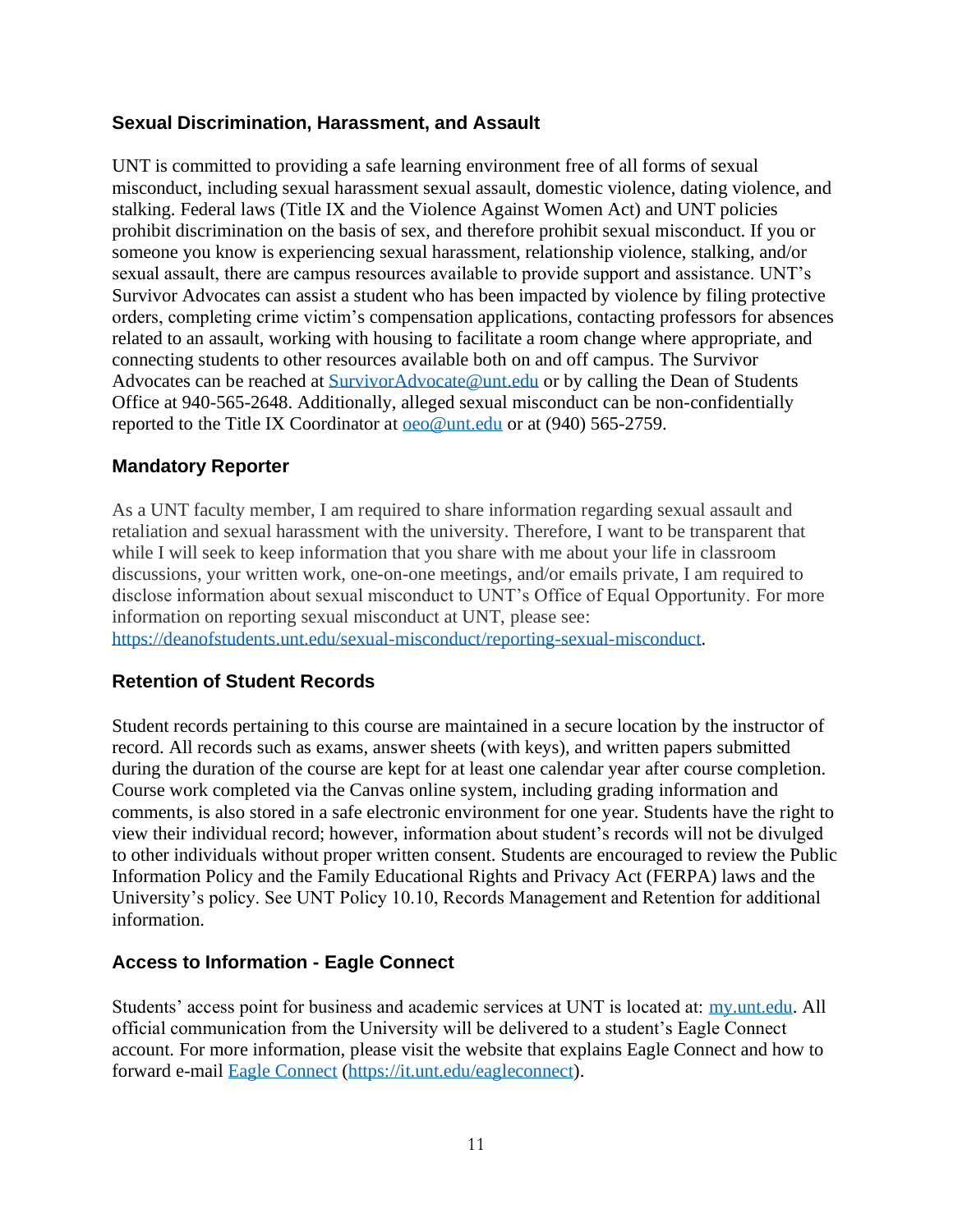### Sexual Discrimination, Harassment, and Assault

UNT is committed to providing a safe learning environment free of all forms of sexual misconduct, including sexual harassment sexual assault, domestic violence, dating violence, and stalking. Federal laws (Title IX and the Violence Against Women Act) and UNT policies prohibit discrimination on the basis of sex, and therefore prohibit sexual misconduct. If you or someone you know is experiencing sexual harassment, relationship violence, stalking, and/or sexual assault, there are campus resources available to provide support and assistance. UNT's Survivor Advocates can assist a student who has been impacted by violence by filing protective orders, completing crime victim's compensation applications, contacting professors for absences related to an assault, working with housing to facilitate a room change where appropriate, and connecting students to other resources available both on and off campus. The Survivor Advocates can be reached at SurvivorAdvocate@unt.edu or by calling the Dean of Students Office at 940-565-2648. Additionally, alleged sexual misconduct can be non-confidentially reported to the Title IX Coordinator at oeo@unt.edu or at (940) 565-2759.

### Mandatory Reporter

As a UNT faculty member, I am required to share information regarding sexual assault and retaliation and sexual harassment with the university. Therefore, I want to be transparent that while I will seek to keep information that you share with me about your life in classroom discussions, your written work, one-on-one meetings, and/or emails private, I am required to disclose information about sexual misconduct to UNT's Office of Equal Opportunity. For more information on reporting sexual misconduct at UNT, please see: https://deanofstudents.unt.edu/sexual-misconduct/reporting-sexual-misconduct.

### Retention of Student Records

Student records pertaining to this course are maintained in a secure location by the instructor of record. All records such as exams, answer sheets (with keys), and written papers submitted during the duration of the course are kept for at least one calendar year after course completion. Course work completed via the Canvas online system, including grading information and comments, is also stored in a safe electronic environment for one year. Students have the right to view their individual record; however, information about student's records will not be divulged to other individuals without proper written consent. Students are encouraged to review the Public Information Policy and the Family Educational Rights and Privacy Act (FERPA) laws and the University's policy. See UNT Policy 10.10, Records Management and Retention for additional information.

### Access to Information - Eagle Connect

Students' access point for business and academic services at UNT is located at: my.unt.edu. All official communication from the University will be delivered to a student's Eagle Connect account. For more information, please visit the website that explains Eagle Connect and how to forward e-mail Eagle Connect (https://it.unt.edu/eagleconnect).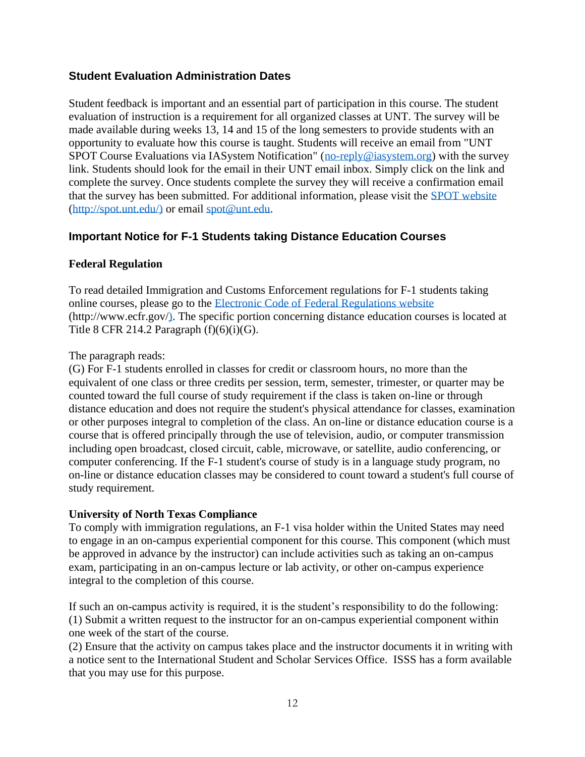### Student Evaluation Administration Dates

Student feedback is important and an essential part of participation in this course. The student evaluation of instruction is a requirement for all organized classes at UNT. The survey will be made available during weeks 13, 14 and 15 of the long semesters to provide students with an opportunity to evaluate how this course is taught. Students will receive an email from "UNT SPOT Course Evaluations via IASystem Notification" ([no-reply@iasystem.org](mailto:no-reply@iasystem.org)) with the survey link. Students should look for the email in their UNT email inbox. Simply click on the link and complete the survey. Once students complete the survey they will receive a confirmation email that the survey has been submitted. For additional information, please visit the [SPOT website](http://spot.unt.edu/) ([http://spot.unt.edu/)](http://spot.unt.edu/) or email [spot@unt.edu](mailto:spot@unt.edu).

### Important Notice for F-1 Students taking Distance Education Courses

**Federal Regulation**

To read detailed Immigration and Customs Enforcement regulations for F-1 students taking online courses, please go to the [Electronic Code of Federal Regulations website](http://www.ecfr.gov/) (http://www.ecfr.gov/). The specific portion concerning distance education courses is located at Title 8 CFR 214.2 Paragraph (f)(6)(i)(G).

The paragraph reads:
(G) For F-1 students enrolled in classes for credit or classroom hours, no more than the equivalent of one class or three credits per session, term, semester, trimester, or quarter may be counted toward the full course of study requirement if the class is taken on-line or through distance education and does not require the student's physical attendance for classes, examination or other purposes integral to completion of the class. An on-line or distance education course is a course that is offered principally through the use of television, audio, or computer transmission including open broadcast, closed circuit, cable, microwave, or satellite, audio conferencing, or computer conferencing. If the F-1 student's course of study is in a language study program, no on-line or distance education classes may be considered to count toward a student's full course of study requirement.

**University of North Texas Compliance**
To comply with immigration regulations, an F-1 visa holder within the United States may need to engage in an on-campus experiential component for this course. This component (which must be approved in advance by the instructor) can include activities such as taking an on-campus exam, participating in an on-campus lecture or lab activity, or other on-campus experience integral to the completion of this course.

If such an on-campus activity is required, it is the student's responsibility to do the following:
(1) Submit a written request to the instructor for an on-campus experiential component within one week of the start of the course.
(2) Ensure that the activity on campus takes place and the instructor documents it in writing with a notice sent to the International Student and Scholar Services Office. ISSS has a form available that you may use for this purpose.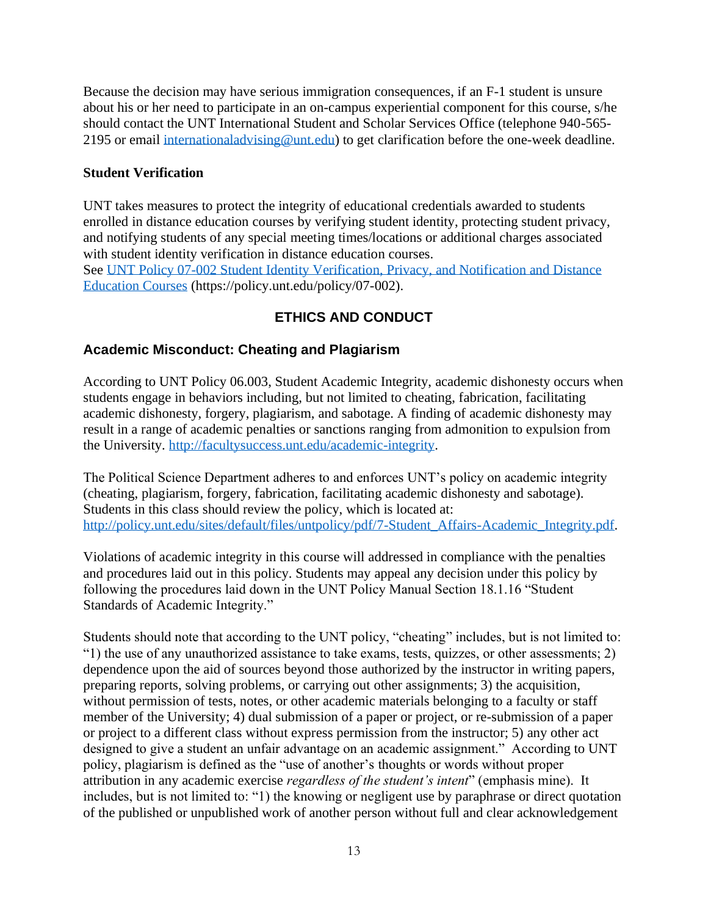Because the decision may have serious immigration consequences, if an F-1 student is unsure about his or her need to participate in an on-campus experiential component for this course, s/he should contact the UNT International Student and Scholar Services Office (telephone 940-565-2195 or email [internationaladvising@unt.edu](mailto:internationaladvising@unt.edu)) to get clarification before the one-week deadline.

**Student Verification**

UNT takes measures to protect the integrity of educational credentials awarded to students enrolled in distance education courses by verifying student identity, protecting student privacy, and notifying students of any special meeting times/locations or additional charges associated with student identity verification in distance education courses.
See [UNT Policy 07-002 Student Identity Verification, Privacy, and Notification and Distance Education Courses](https://policy.unt.edu/policy/07-002) (https://policy.unt.edu/policy/07-002).

## ETHICS AND CONDUCT

### Academic Misconduct: Cheating and Plagiarism

According to UNT Policy 06.003, Student Academic Integrity, academic dishonesty occurs when students engage in behaviors including, but not limited to cheating, fabrication, facilitating academic dishonesty, forgery, plagiarism, and sabotage. A finding of academic dishonesty may result in a range of academic penalties or sanctions ranging from admonition to expulsion from the University. [http://facultysuccess.unt.edu/academic-integrity](http://facultysuccess.unt.edu/academic-integrity).

The Political Science Department adheres to and enforces UNT's policy on academic integrity (cheating, plagiarism, forgery, fabrication, facilitating academic dishonesty and sabotage). Students in this class should review the policy, which is located at: [http://policy.unt.edu/sites/default/files/untpolicy/pdf/7-Student_Affairs-Academic_Integrity.pdf](http://policy.unt.edu/sites/default/files/untpolicy/pdf/7-Student_Affairs-Academic_Integrity.pdf).

Violations of academic integrity in this course will addressed in compliance with the penalties and procedures laid out in this policy. Students may appeal any decision under this policy by following the procedures laid down in the UNT Policy Manual Section 18.1.16 "Student Standards of Academic Integrity."

Students should note that according to the UNT policy, "cheating" includes, but is not limited to: "1) the use of any unauthorized assistance to take exams, tests, quizzes, or other assessments; 2) dependence upon the aid of sources beyond those authorized by the instructor in writing papers, preparing reports, solving problems, or carrying out other assignments; 3) the acquisition, without permission of tests, notes, or other academic materials belonging to a faculty or staff member of the University; 4) dual submission of a paper or project, or re-submission of a paper or project to a different class without express permission from the instructor; 5) any other act designed to give a student an unfair advantage on an academic assignment." According to UNT policy, plagiarism is defined as the "use of another's thoughts or words without proper attribution in any academic exercise *regardless of the student's intent*" (emphasis mine). It includes, but is not limited to: "1) the knowing or negligent use by paraphrase or direct quotation of the published or unpublished work of another person without full and clear acknowledgement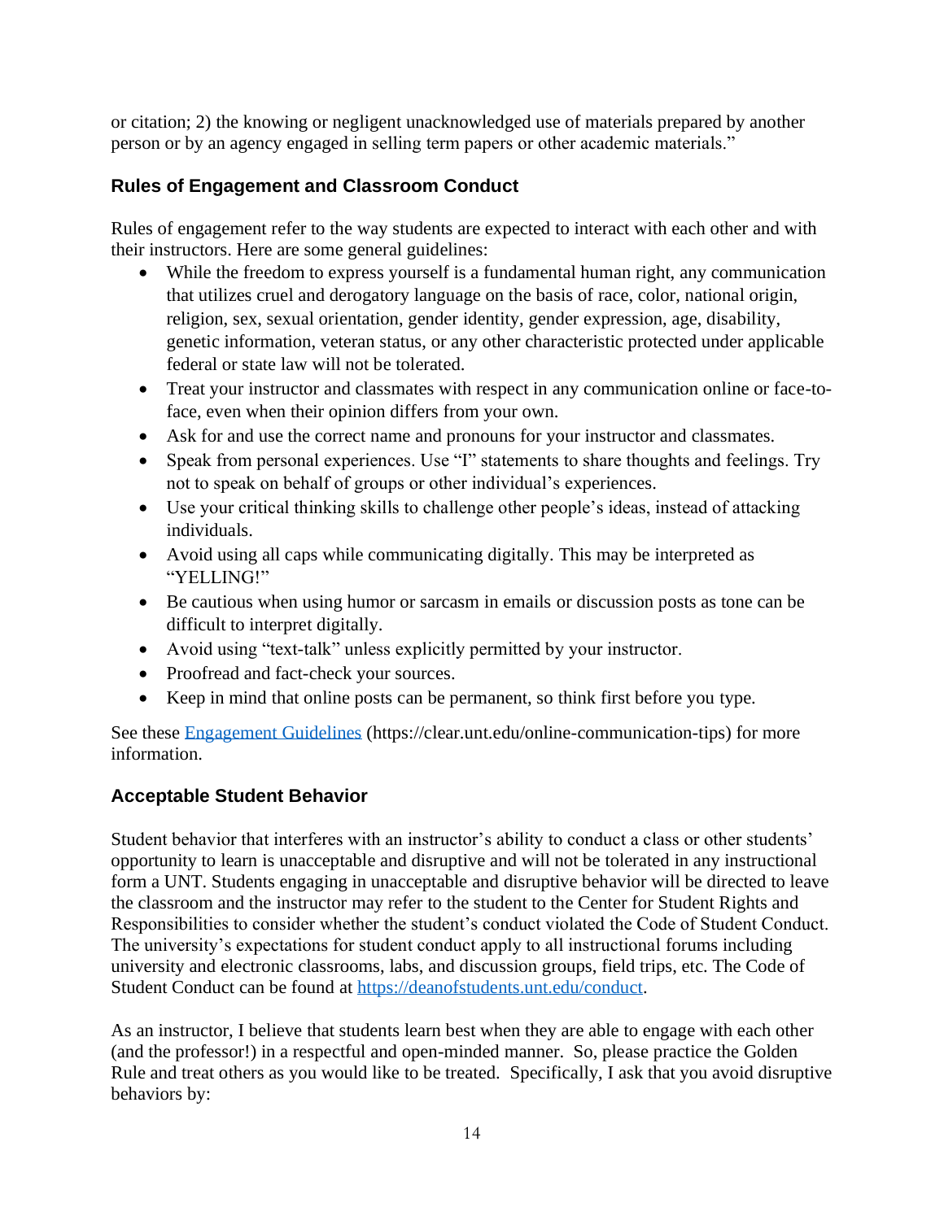or citation; 2) the knowing or negligent unacknowledged use of materials prepared by another person or by an agency engaged in selling term papers or other academic materials."

### Rules of Engagement and Classroom Conduct

Rules of engagement refer to the way students are expected to interact with each other and with their instructors. Here are some general guidelines:

- While the freedom to express yourself is a fundamental human right, any communication that utilizes cruel and derogatory language on the basis of race, color, national origin, religion, sex, sexual orientation, gender identity, gender expression, age, disability, genetic information, veteran status, or any other characteristic protected under applicable federal or state law will not be tolerated.
- Treat your instructor and classmates with respect in any communication online or face-to-face, even when their opinion differs from your own.
- Ask for and use the correct name and pronouns for your instructor and classmates.
- Speak from personal experiences. Use "I" statements to share thoughts and feelings. Try not to speak on behalf of groups or other individual's experiences.
- Use your critical thinking skills to challenge other people's ideas, instead of attacking individuals.
- Avoid using all caps while communicating digitally. This may be interpreted as "YELLING!"
- Be cautious when using humor or sarcasm in emails or discussion posts as tone can be difficult to interpret digitally.
- Avoid using "text-talk" unless explicitly permitted by your instructor.
- Proofread and fact-check your sources.
- Keep in mind that online posts can be permanent, so think first before you type.

See these [Engagement Guidelines](https://clear.unt.edu/online-communication-tips) (https://clear.unt.edu/online-communication-tips) for more information.

### Acceptable Student Behavior

Student behavior that interferes with an instructor's ability to conduct a class or other students' opportunity to learn is unacceptable and disruptive and will not be tolerated in any instructional form a UNT. Students engaging in unacceptable and disruptive behavior will be directed to leave the classroom and the instructor may refer to the student to the Center for Student Rights and Responsibilities to consider whether the student's conduct violated the Code of Student Conduct. The university's expectations for student conduct apply to all instructional forums including university and electronic classrooms, labs, and discussion groups, field trips, etc. The Code of Student Conduct can be found at [https://deanofstudents.unt.edu/conduct](https://deanofstudents.unt.edu/conduct).

As an instructor, I believe that students learn best when they are able to engage with each other (and the professor!) in a respectful and open-minded manner. So, please practice the Golden Rule and treat others as you would like to be treated. Specifically, I ask that you avoid disruptive behaviors by: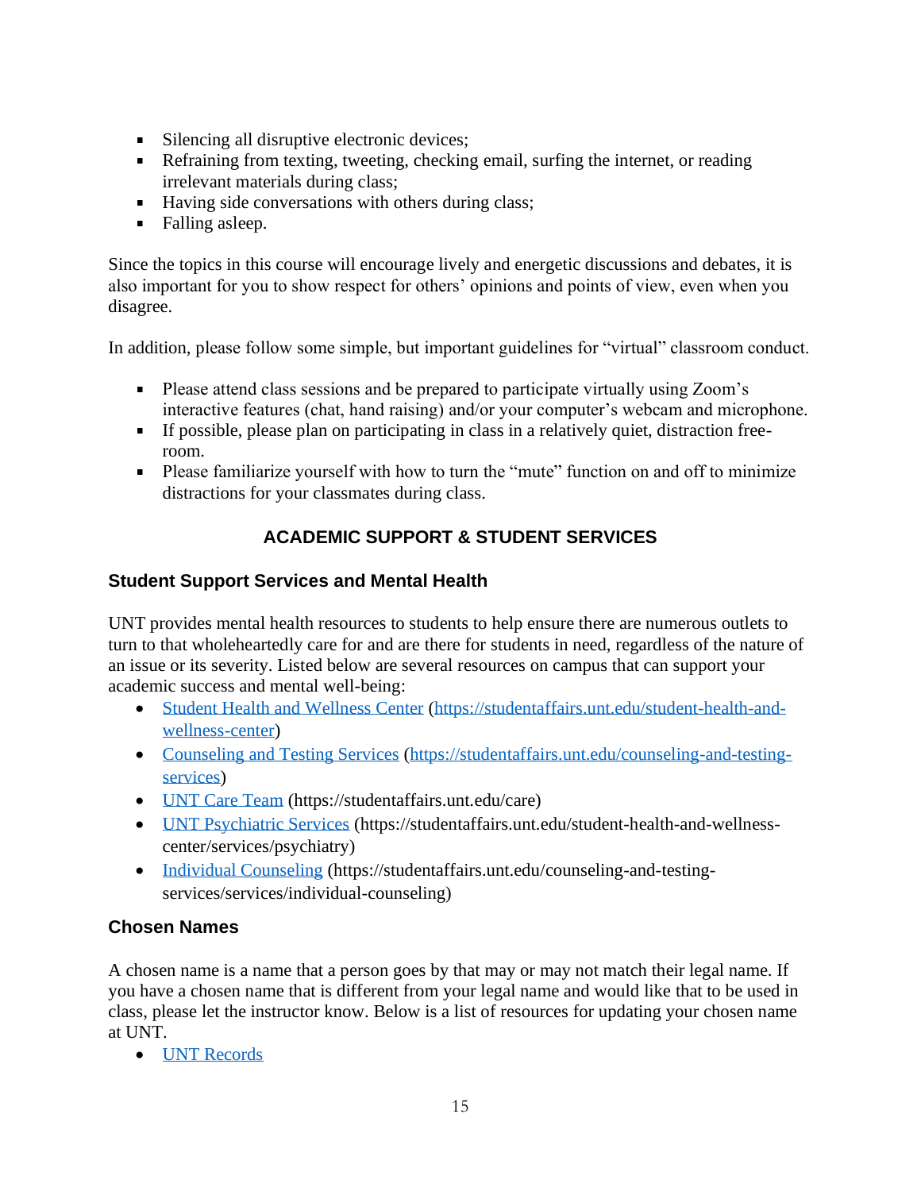- Silencing all disruptive electronic devices;
- Refraining from texting, tweeting, checking email, surfing the internet, or reading irrelevant materials during class;
- Having side conversations with others during class;
- Falling asleep.

Since the topics in this course will encourage lively and energetic discussions and debates, it is also important for you to show respect for others' opinions and points of view, even when you disagree.

In addition, please follow some simple, but important guidelines for "virtual" classroom conduct.

- Please attend class sessions and be prepared to participate virtually using Zoom's interactive features (chat, hand raising) and/or your computer's webcam and microphone.
- If possible, please plan on participating in class in a relatively quiet, distraction free-room.
- Please familiarize yourself with how to turn the "mute" function on and off to minimize distractions for your classmates during class.

## ACADEMIC SUPPORT & STUDENT SERVICES

### Student Support Services and Mental Health

UNT provides mental health resources to students to help ensure there are numerous outlets to turn to that wholeheartedly care for and are there for students in need, regardless of the nature of an issue or its severity. Listed below are several resources on campus that can support your academic success and mental well-being:

- [Student Health and Wellness Center](https://studentaffairs.unt.edu/student-health-and-wellness-center) (https://studentaffairs.unt.edu/student-health-and-wellness-center)
- [Counseling and Testing Services](https://studentaffairs.unt.edu/counseling-and-testing-services) (https://studentaffairs.unt.edu/counseling-and-testing-services)
- [UNT Care Team](https://studentaffairs.unt.edu/care) (https://studentaffairs.unt.edu/care)
- [UNT Psychiatric Services](https://studentaffairs.unt.edu/student-health-and-wellness-center/services/psychiatry) (https://studentaffairs.unt.edu/student-health-and-wellness-center/services/psychiatry)
- [Individual Counseling](https://studentaffairs.unt.edu/counseling-and-testing-services/services/individual-counseling) (https://studentaffairs.unt.edu/counseling-and-testing-services/services/individual-counseling)

### Chosen Names

A chosen name is a name that a person goes by that may or may not match their legal name. If you have a chosen name that is different from your legal name and would like that to be used in class, please let the instructor know. Below is a list of resources for updating your chosen name at UNT.

- UNT Records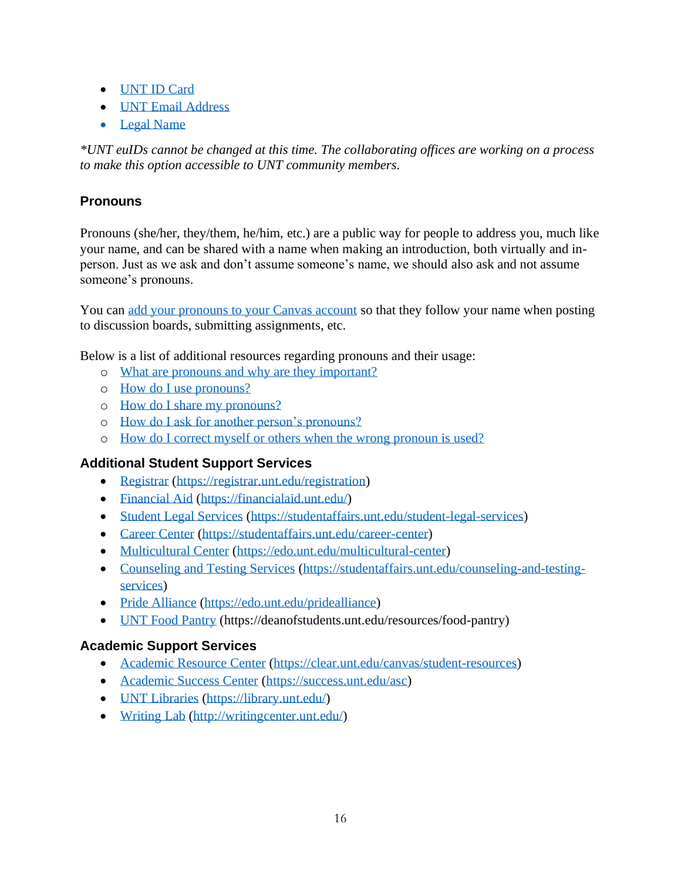- UNT ID Card
- UNT Email Address
- Legal Name

*\*UNT euIDs cannot be changed at this time. The collaborating offices are working on a process to make this option accessible to UNT community members.*

## Pronouns

Pronouns (she/her, they/them, he/him, etc.) are a public way for people to address you, much like your name, and can be shared with a name when making an introduction, both virtually and in-person. Just as we ask and don't assume someone's name, we should also ask and not assume someone's pronouns.

You can add your pronouns to your Canvas account so that they follow your name when posting to discussion boards, submitting assignments, etc.

Below is a list of additional resources regarding pronouns and their usage:

- What are pronouns and why are they important?
- How do I use pronouns?
- How do I share my pronouns?
- How do I ask for another person's pronouns?
- How do I correct myself or others when the wrong pronoun is used?

## Additional Student Support Services

- Registrar (https://registrar.unt.edu/registration)
- Financial Aid (https://financialaid.unt.edu/)
- Student Legal Services (https://studentaffairs.unt.edu/student-legal-services)
- Career Center (https://studentaffairs.unt.edu/career-center)
- Multicultural Center (https://edo.unt.edu/multicultural-center)
- Counseling and Testing Services (https://studentaffairs.unt.edu/counseling-and-testing-services)
- Pride Alliance (https://edo.unt.edu/pridealliance)
- UNT Food Pantry (https://deanofstudents.unt.edu/resources/food-pantry)

## Academic Support Services

- Academic Resource Center (https://clear.unt.edu/canvas/student-resources)
- Academic Success Center (https://success.unt.edu/asc)
- UNT Libraries (https://library.unt.edu/)
- Writing Lab (http://writingcenter.unt.edu/)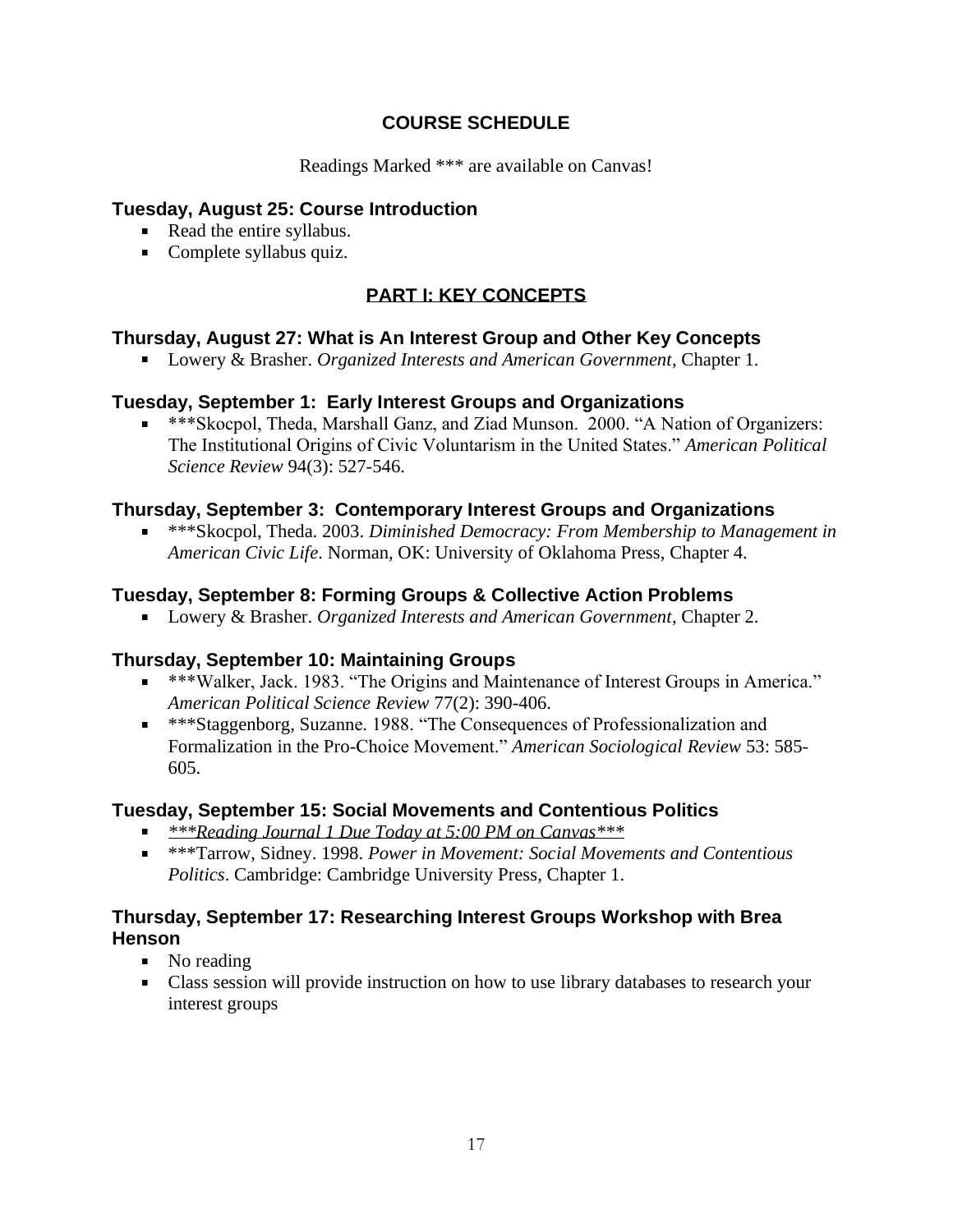## COURSE SCHEDULE

Readings Marked *** are available on Canvas!

### Tuesday, August 25: Course Introduction

- Read the entire syllabus.
- Complete syllabus quiz.

## PART I: KEY CONCEPTS

### Thursday, August 27: What is An Interest Group and Other Key Concepts

- Lowery & Brasher. *Organized Interests and American Government*, Chapter 1.

### Tuesday, September 1: Early Interest Groups and Organizations

- ***Skocpol, Theda, Marshall Ganz, and Ziad Munson. 2000. "A Nation of Organizers: The Institutional Origins of Civic Voluntarism in the United States." *American Political Science Review* 94(3): 527-546.

### Thursday, September 3: Contemporary Interest Groups and Organizations

- ***Skocpol, Theda. 2003. *Diminished Democracy: From Membership to Management in American Civic Life*. Norman, OK: University of Oklahoma Press, Chapter 4.

### Tuesday, September 8: Forming Groups & Collective Action Problems

- Lowery & Brasher. *Organized Interests and American Government*, Chapter 2.

### Thursday, September 10: Maintaining Groups

- ***Walker, Jack. 1983. "The Origins and Maintenance of Interest Groups in America." *American Political Science Review* 77(2): 390-406.
- ***Staggenborg, Suzanne. 1988. "The Consequences of Professionalization and Formalization in the Pro-Choice Movement." *American Sociological Review* 53: 585-605.

### Tuesday, September 15: Social Movements and Contentious Politics

- *\*\*\*Reading Journal 1 Due Today at 5:00 PM on Canvas\*\*\**
- ***Tarrow, Sidney. 1998. *Power in Movement: Social Movements and Contentious Politics*. Cambridge: Cambridge University Press, Chapter 1.

### Thursday, September 17: Researching Interest Groups Workshop with Brea Henson

- No reading
- Class session will provide instruction on how to use library databases to research your interest groups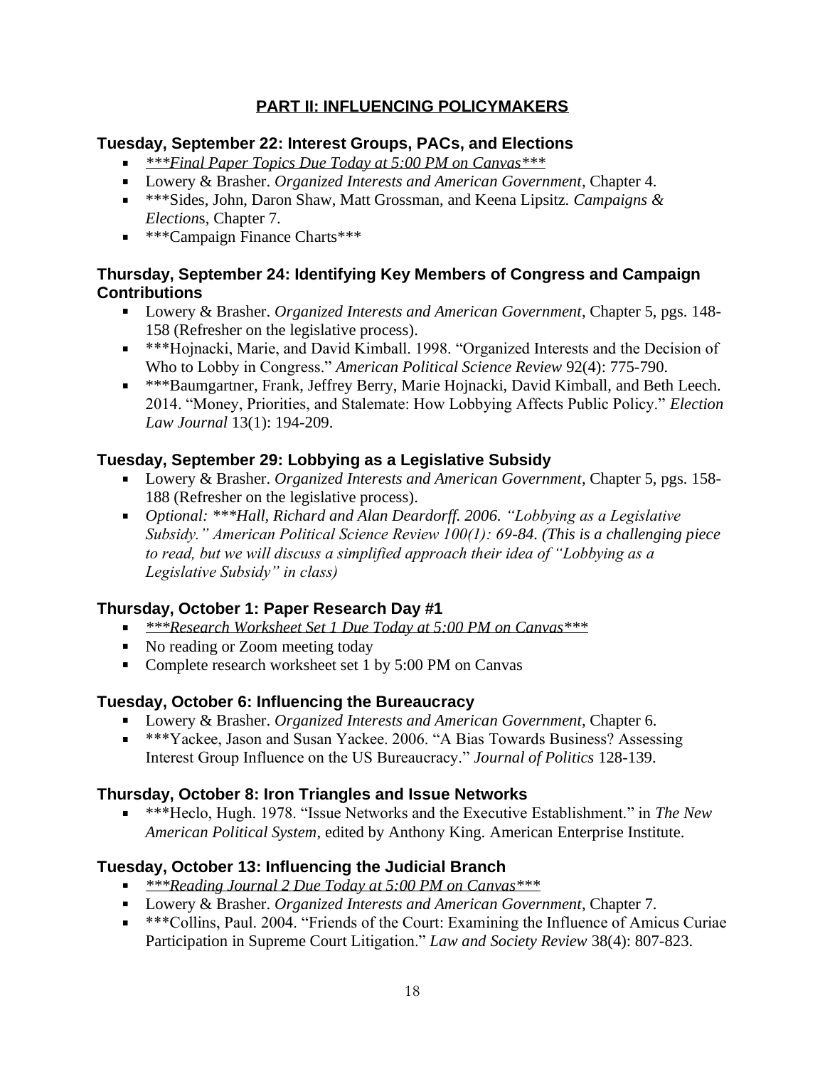## PART II: INFLUENCING POLICYMAKERS

### Tuesday, September 22: Interest Groups, PACs, and Elections

- *\*\*\*Final Paper Topics Due Today at 5:00 PM on Canvas\*\*\**
- Lowery & Brasher. *Organized Interests and American Government*, Chapter 4.
- \*\*\*Sides, John, Daron Shaw, Matt Grossman, and Keena Lipsitz. *Campaigns & Elections*, Chapter 7.
- \*\*\*Campaign Finance Charts\*\*\*

### Thursday, September 24: Identifying Key Members of Congress and Campaign Contributions

- Lowery & Brasher. *Organized Interests and American Government*, Chapter 5, pgs. 148-158 (Refresher on the legislative process).
- \*\*\*Hojnacki, Marie, and David Kimball. 1998. "Organized Interests and the Decision of Who to Lobby in Congress." *American Political Science Review* 92(4): 775-790.
- \*\*\*Baumgartner, Frank, Jeffrey Berry, Marie Hojnacki, David Kimball, and Beth Leech. 2014. "Money, Priorities, and Stalemate: How Lobbying Affects Public Policy." *Election Law Journal* 13(1): 194-209.

### Tuesday, September 29: Lobbying as a Legislative Subsidy

- Lowery & Brasher. *Organized Interests and American Government*, Chapter 5, pgs. 158-188 (Refresher on the legislative process).
- *Optional: \*\*\*Hall, Richard and Alan Deardorff. 2006. "Lobbying as a Legislative Subsidy." American Political Science Review 100(1): 69-84. (This is a challenging piece to read, but we will discuss a simplified approach their idea of "Lobbying as a Legislative Subsidy" in class)*

### Thursday, October 1: Paper Research Day #1

- *\*\*\*Research Worksheet Set 1 Due Today at 5:00 PM on Canvas\*\*\**
- No reading or Zoom meeting today
- Complete research worksheet set 1 by 5:00 PM on Canvas

### Tuesday, October 6: Influencing the Bureaucracy

- Lowery & Brasher. *Organized Interests and American Government*, Chapter 6.
- \*\*\*Yackee, Jason and Susan Yackee. 2006. "A Bias Towards Business? Assessing Interest Group Influence on the US Bureaucracy." *Journal of Politics* 128-139.

### Thursday, October 8: Iron Triangles and Issue Networks

- \*\*\*Heclo, Hugh. 1978. "Issue Networks and the Executive Establishment." in *The New American Political System*, edited by Anthony King. American Enterprise Institute.

### Tuesday, October 13: Influencing the Judicial Branch

- *\*\*\*Reading Journal 2 Due Today at 5:00 PM on Canvas\*\*\**
- Lowery & Brasher. *Organized Interests and American Government*, Chapter 7.
- \*\*\*Collins, Paul. 2004. "Friends of the Court: Examining the Influence of Amicus Curiae Participation in Supreme Court Litigation." *Law and Society Review* 38(4): 807-823.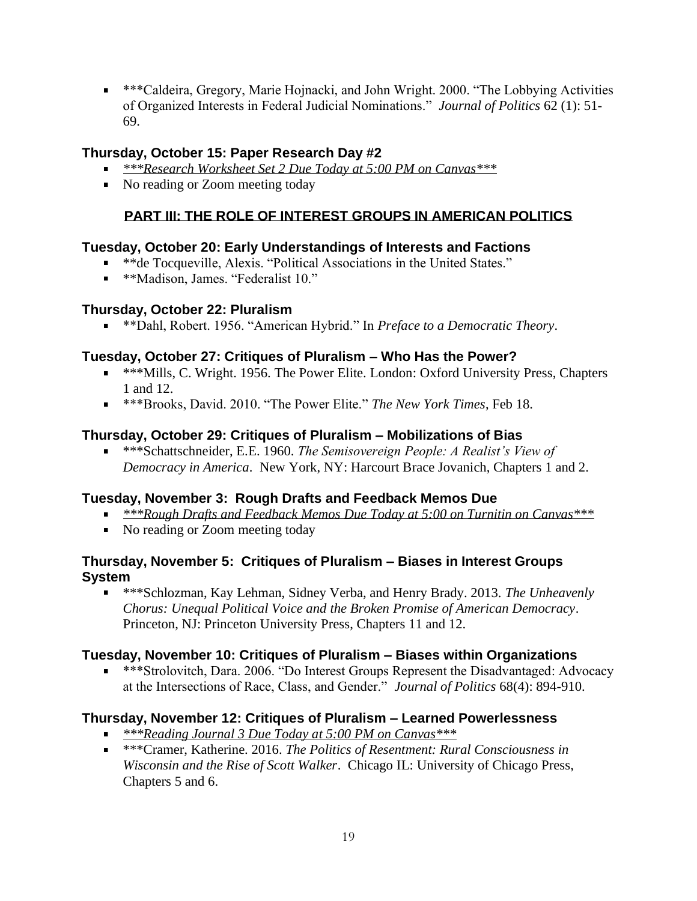- ***Caldeira, Gregory, Marie Hojnacki, and John Wright. 2000. "The Lobbying Activities of Organized Interests in Federal Judicial Nominations." *Journal of Politics* 62 (1): 51-69.

### Thursday, October 15: Paper Research Day #2

- ***Research Worksheet Set 2 Due Today at 5:00 PM on Canvas***
- No reading or Zoom meeting today

## PART III: THE ROLE OF INTEREST GROUPS IN AMERICAN POLITICS

### Tuesday, October 20: Early Understandings of Interests and Factions

- **de Tocqueville, Alexis. "Political Associations in the United States."
- **Madison, James. "Federalist 10."

### Thursday, October 22: Pluralism

- **Dahl, Robert. 1956. "American Hybrid." In *Preface to a Democratic Theory*.

### Tuesday, October 27: Critiques of Pluralism – Who Has the Power?

- ***Mills, C. Wright. 1956. The Power Elite. London: Oxford University Press, Chapters 1 and 12.
- ***Brooks, David. 2010. "The Power Elite." *The New York Times*, Feb 18.

### Thursday, October 29: Critiques of Pluralism – Mobilizations of Bias

- ***Schattschneider, E.E. 1960. *The Semisovereign People: A Realist's View of Democracy in America*. New York, NY: Harcourt Brace Jovanich, Chapters 1 and 2.

### Tuesday, November 3: Rough Drafts and Feedback Memos Due

- ***Rough Drafts and Feedback Memos Due Today at 5:00 on Turnitin on Canvas***
- No reading or Zoom meeting today

### Thursday, November 5: Critiques of Pluralism – Biases in Interest Groups System

- ***Schlozman, Kay Lehman, Sidney Verba, and Henry Brady. 2013. *The Unheavenly Chorus: Unequal Political Voice and the Broken Promise of American Democracy*. Princeton, NJ: Princeton University Press, Chapters 11 and 12.

### Tuesday, November 10: Critiques of Pluralism – Biases within Organizations

- ***Strolovitch, Dara. 2006. "Do Interest Groups Represent the Disadvantaged: Advocacy at the Intersections of Race, Class, and Gender." *Journal of Politics* 68(4): 894-910.

### Thursday, November 12: Critiques of Pluralism – Learned Powerlessness

- ***Reading Journal 3 Due Today at 5:00 PM on Canvas***
- ***Cramer, Katherine. 2016. *The Politics of Resentment: Rural Consciousness in Wisconsin and the Rise of Scott Walker*. Chicago IL: University of Chicago Press, Chapters 5 and 6.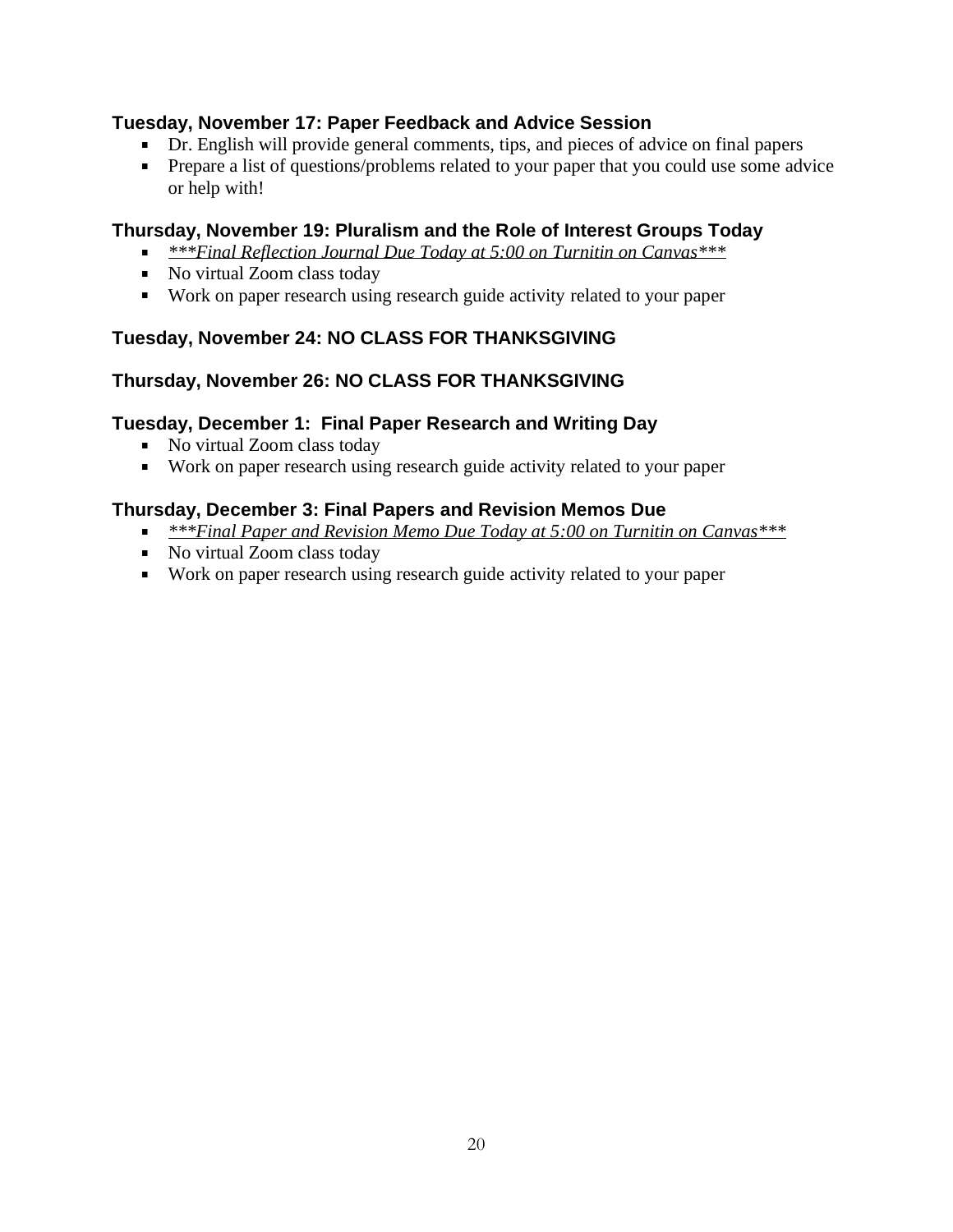### Tuesday, November 17: Paper Feedback and Advice Session

- Dr. English will provide general comments, tips, and pieces of advice on final papers
- Prepare a list of questions/problems related to your paper that you could use some advice or help with!

### Thursday, November 19: Pluralism and the Role of Interest Groups Today

- ****Final Reflection Journal Due Today at 5:00 on Turnitin on Canvas****
- No virtual Zoom class today
- Work on paper research using research guide activity related to your paper

### Tuesday, November 24: NO CLASS FOR THANKSGIVING

### Thursday, November 26: NO CLASS FOR THANKSGIVING

### Tuesday, December 1: Final Paper Research and Writing Day

- No virtual Zoom class today
- Work on paper research using research guide activity related to your paper

### Thursday, December 3: Final Papers and Revision Memos Due

- ****Final Paper and Revision Memo Due Today at 5:00 on Turnitin on Canvas****
- No virtual Zoom class today
- Work on paper research using research guide activity related to your paper